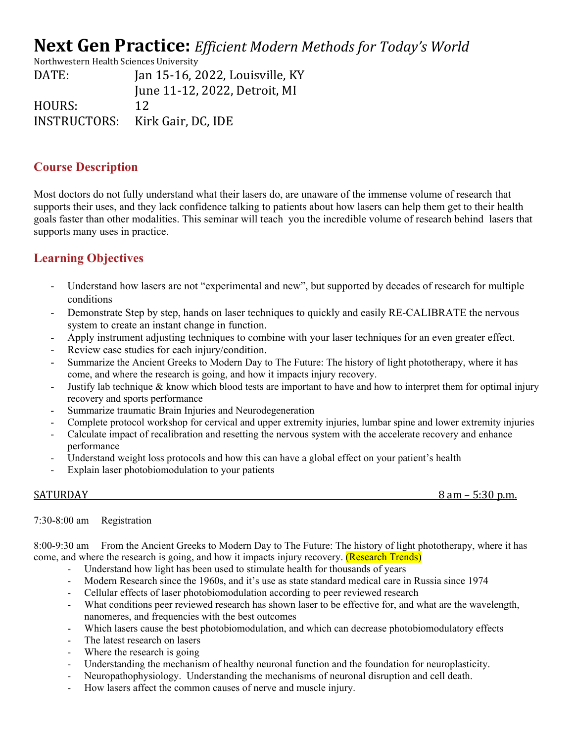# **Next Gen Practice:** *Efficient Modern Methods for Today's World*

Northwestern Health Sciences University

DATE: Jan 15-16, 2022, Louisville, KY
June 11-12, 2022, Detroit, MI

HOURS: 12

INSTRUCTORS: Kirk Gair, DC, IDE

## Course Description

Most doctors do not fully understand what their lasers do, are unaware of the immense volume of research that supports their uses, and they lack confidence talking to patients about how lasers can help them get to their health goals faster than other modalities. This seminar will teach you the incredible volume of research behind lasers that supports many uses in practice.

## Learning Objectives

- Understand how lasers are not "experimental and new", but supported by decades of research for multiple conditions
- Demonstrate Step by step, hands on laser techniques to quickly and easily RE-CALIBRATE the nervous system to create an instant change in function.
- Apply instrument adjusting techniques to combine with your laser techniques for an even greater effect.
- Review case studies for each injury/condition.
- Summarize the Ancient Greeks to Modern Day to The Future: The history of light phototherapy, where it has come, and where the research is going, and how it impacts injury recovery.
- Justify lab technique & know which blood tests are important to have and how to interpret them for optimal injury recovery and sports performance
- Summarize traumatic Brain Injuries and Neurodegeneration
- Complete protocol workshop for cervical and upper extremity injuries, lumbar spine and lower extremity injuries
- Calculate impact of recalibration and resetting the nervous system with the accelerate recovery and enhance performance
- Understand weight loss protocols and how this can have a global effect on your patient's health
- Explain laser photobiomodulation to your patients

SATURDAY 8 am – 5:30 p.m.

7:30-8:00 am Registration

8:00-9:30 am From the Ancient Greeks to Modern Day to The Future: The history of light phototherapy, where it has come, and where the research is going, and how it impacts injury recovery. (Research Trends)

- Understand how light has been used to stimulate health for thousands of years
- Modern Research since the 1960s, and it's use as state standard medical care in Russia since 1974
- Cellular effects of laser photobiomodulation according to peer reviewed research
- What conditions peer reviewed research has shown laser to be effective for, and what are the wavelength, nanomeres, and frequencies with the best outcomes
- Which lasers cause the best photobiomodulation, and which can decrease photobiomodulatory effects
- The latest research on lasers
- Where the research is going
- Understanding the mechanism of healthy neuronal function and the foundation for neuroplasticity.
- Neuropathophysiology. Understanding the mechanisms of neuronal disruption and cell death.
- How lasers affect the common causes of nerve and muscle injury.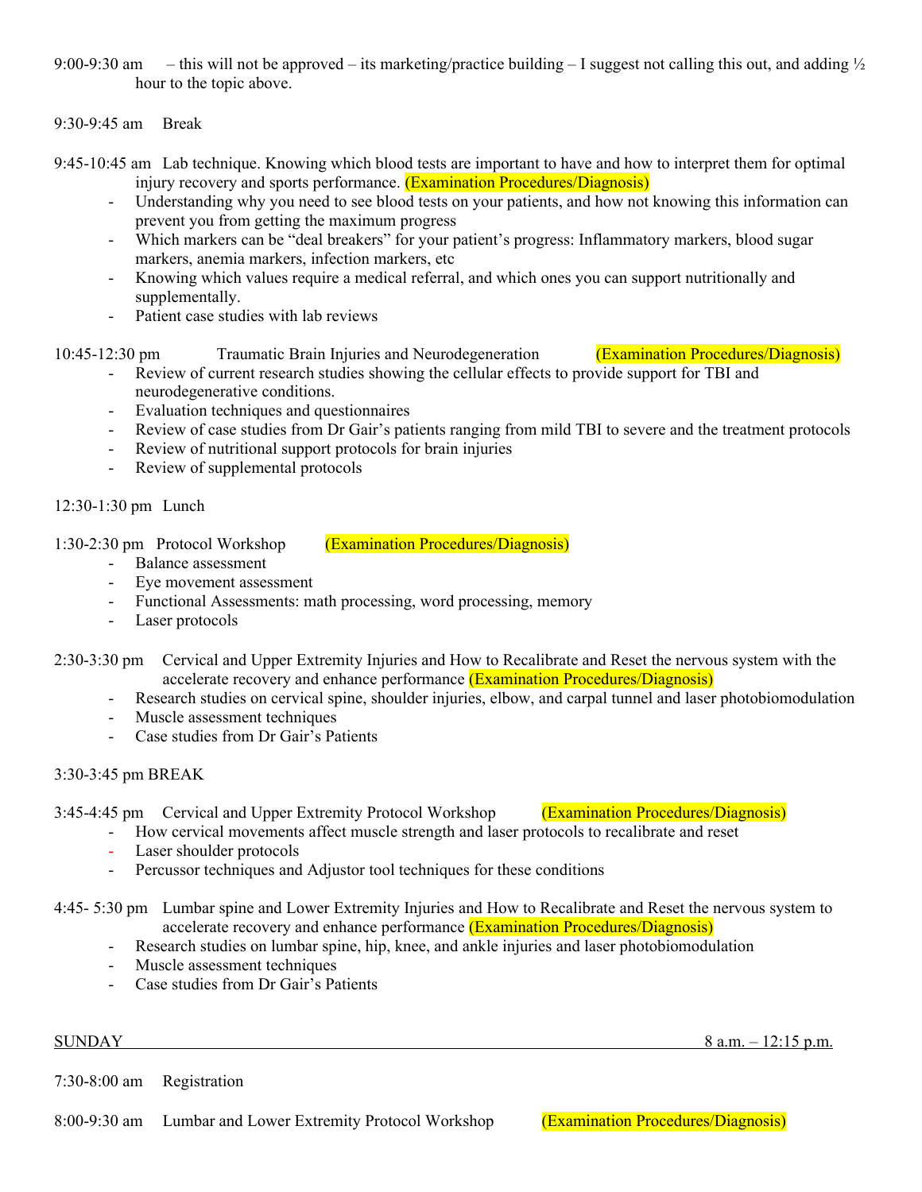9:00-9:30 am – this will not be approved – its marketing/practice building – I suggest not calling this out, and adding ½ hour to the topic above.

9:30-9:45 am Break

9:45-10:45 am Lab technique. Knowing which blood tests are important to have and how to interpret them for optimal injury recovery and sports performance. (Examination Procedures/Diagnosis)

- Understanding why you need to see blood tests on your patients, and how not knowing this information can prevent you from getting the maximum progress
- Which markers can be "deal breakers" for your patient's progress: Inflammatory markers, blood sugar markers, anemia markers, infection markers, etc
- Knowing which values require a medical referral, and which ones you can support nutritionally and supplementally.
- Patient case studies with lab reviews

10:45-12:30 pm Traumatic Brain Injuries and Neurodegeneration (Examination Procedures/Diagnosis)

- Review of current research studies showing the cellular effects to provide support for TBI and neurodegenerative conditions.
- Evaluation techniques and questionnaires
- Review of case studies from Dr Gair's patients ranging from mild TBI to severe and the treatment protocols
- Review of nutritional support protocols for brain injuries
- Review of supplemental protocols

12:30-1:30 pm Lunch

1:30-2:30 pm Protocol Workshop (Examination Procedures/Diagnosis)

- Balance assessment
- Eye movement assessment
- Functional Assessments: math processing, word processing, memory
- Laser protocols

2:30-3:30 pm Cervical and Upper Extremity Injuries and How to Recalibrate and Reset the nervous system with the accelerate recovery and enhance performance (Examination Procedures/Diagnosis)

- Research studies on cervical spine, shoulder injuries, elbow, and carpal tunnel and laser photobiomodulation
- Muscle assessment techniques
- Case studies from Dr Gair's Patients

3:30-3:45 pm BREAK

3:45-4:45 pm Cervical and Upper Extremity Protocol Workshop (Examination Procedures/Diagnosis)

- How cervical movements affect muscle strength and laser protocols to recalibrate and reset
- Laser shoulder protocols
- Percussor techniques and Adjustor tool techniques for these conditions

4:45- 5:30 pm Lumbar spine and Lower Extremity Injuries and How to Recalibrate and Reset the nervous system to accelerate recovery and enhance performance (Examination Procedures/Diagnosis)

- Research studies on lumbar spine, hip, knee, and ankle injuries and laser photobiomodulation
- Muscle assessment techniques
- Case studies from Dr Gair's Patients

SUNDAY 8 a.m. – 12:15 p.m.

7:30-8:00 am Registration

8:00-9:30 am Lumbar and Lower Extremity Protocol Workshop (Examination Procedures/Diagnosis)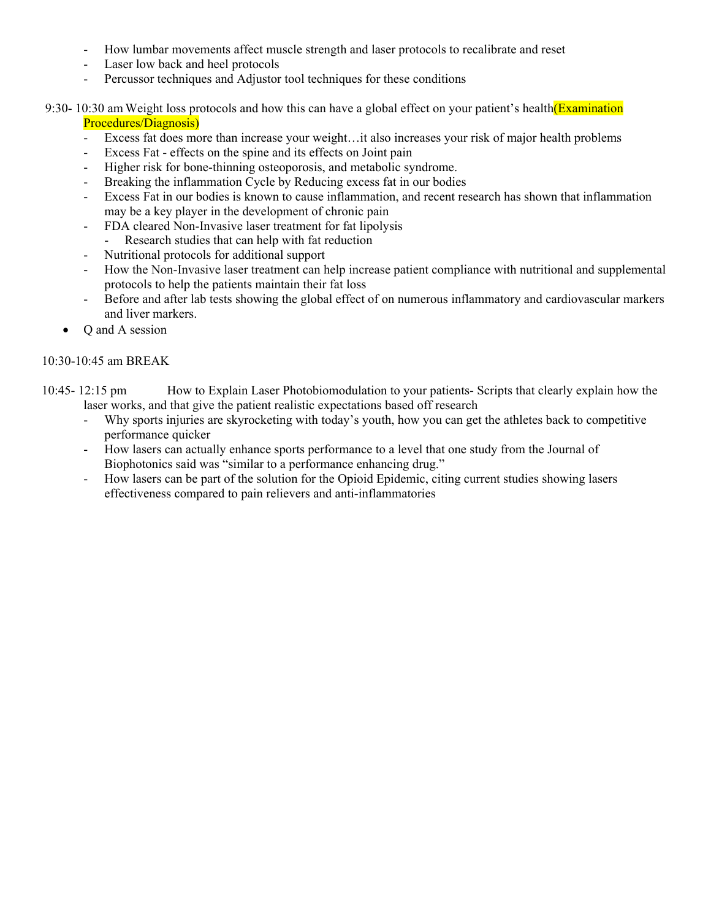- How lumbar movements affect muscle strength and laser protocols to recalibrate and reset
- Laser low back and heel protocols
- Percussor techniques and Adjustor tool techniques for these conditions

9:30- 10:30 am Weight loss protocols and how this can have a global effect on your patient's health(Examination Procedures/Diagnosis)

- Excess fat does more than increase your weight…it also increases your risk of major health problems
- Excess Fat - effects on the spine and its effects on Joint pain
- Higher risk for bone-thinning osteoporosis, and metabolic syndrome.
- Breaking the inflammation Cycle by Reducing excess fat in our bodies
- Excess Fat in our bodies is known to cause inflammation, and recent research has shown that inflammation may be a key player in the development of chronic pain
- FDA cleared Non-Invasive laser treatment for fat lipolysis
  - Research studies that can help with fat reduction
- Nutritional protocols for additional support
- How the Non-Invasive laser treatment can help increase patient compliance with nutritional and supplemental protocols to help the patients maintain their fat loss
- Before and after lab tests showing the global effect of on numerous inflammatory and cardiovascular markers and liver markers.

- Q and A session

10:30-10:45 am BREAK

10:45- 12:15 pm How to Explain Laser Photobiomodulation to your patients- Scripts that clearly explain how the laser works, and that give the patient realistic expectations based off research

- Why sports injuries are skyrocketing with today's youth, how you can get the athletes back to competitive performance quicker
- How lasers can actually enhance sports performance to a level that one study from the Journal of Biophotonics said was "similar to a performance enhancing drug."
- How lasers can be part of the solution for the Opioid Epidemic, citing current studies showing lasers effectiveness compared to pain relievers and anti-inflammatories